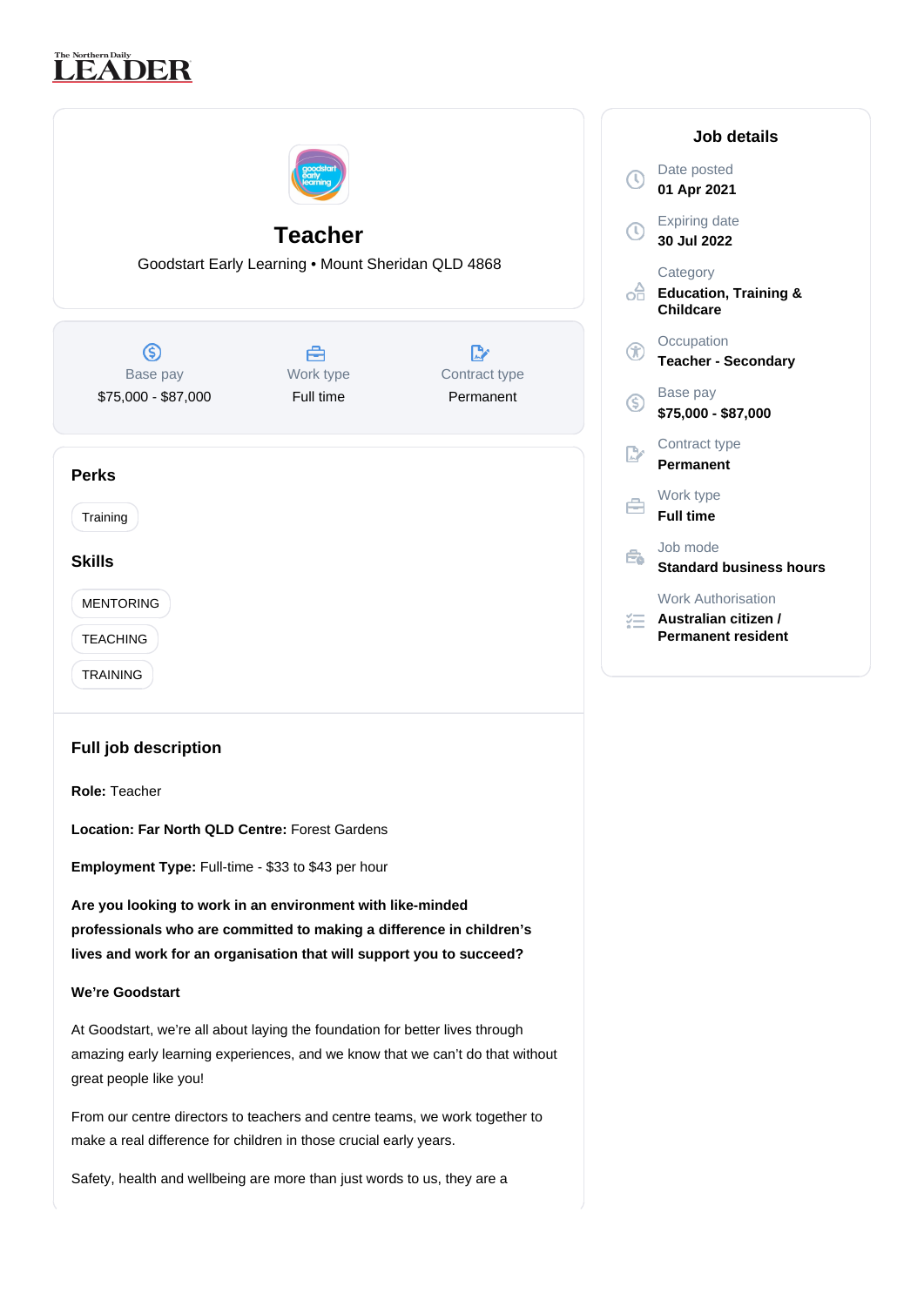# Teacher

Goodstart Early Learning • Mount Sheridan QLD 4868

| Base pay | Work type | Contract type |
| --- | --- | --- |
| $75,000 - $87,000 | Full time | Permanent |

## Perks

- Training

## Skills

- MENTORING
- TEACHING
- TRAINING

## Job details

- **Date posted:** 01 Apr 2021
- **Expiring date:** 30 Jul 2022
- **Category:** Education, Training & Childcare
- **Occupation:** Teacher - Secondary
- **Base pay:** $75,000 - $87,000
- **Contract type:** Permanent
- **Work type:** Full time
- **Job mode:** Standard business hours
- **Work Authorisation:** Australian citizen / Permanent resident

## Full job description

**Role:** Teacher

**Location: Far North QLD Centre:** Forest Gardens

**Employment Type:** Full-time - $33 to $43 per hour

**Are you looking to work in an environment with like-minded professionals who are committed to making a difference in children's lives and work for an organisation that will support you to succeed?**

**We're Goodstart**

At Goodstart, we're all about laying the foundation for better lives through amazing early learning experiences, and we know that we can't do that without great people like you!

From our centre directors to teachers and centre teams, we work together to make a real difference for children in those crucial early years.

Safety, health and wellbeing are more than just words to us, they are a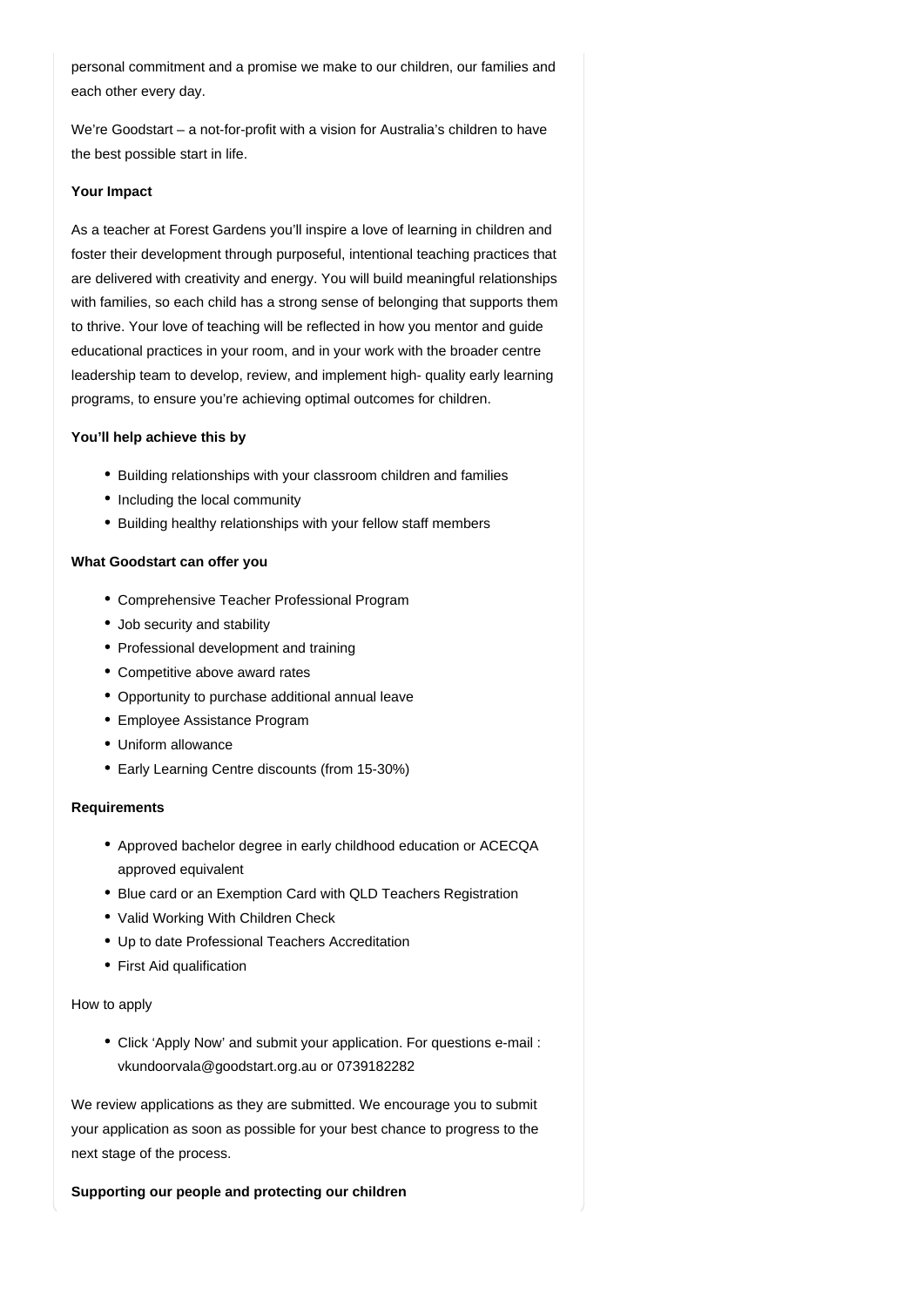personal commitment and a promise we make to our children, our families and each other every day.

We're Goodstart – a not-for-profit with a vision for Australia's children to have the best possible start in life.

**Your Impact**

As a teacher at Forest Gardens you'll inspire a love of learning in children and foster their development through purposeful, intentional teaching practices that are delivered with creativity and energy. You will build meaningful relationships with families, so each child has a strong sense of belonging that supports them to thrive. Your love of teaching will be reflected in how you mentor and guide educational practices in your room, and in your work with the broader centre leadership team to develop, review, and implement high- quality early learning programs, to ensure you're achieving optimal outcomes for children.

**You'll help achieve this by**

- Building relationships with your classroom children and families
- Including the local community
- Building healthy relationships with your fellow staff members

**What Goodstart can offer you**

- Comprehensive Teacher Professional Program
- Job security and stability
- Professional development and training
- Competitive above award rates
- Opportunity to purchase additional annual leave
- Employee Assistance Program
- Uniform allowance
- Early Learning Centre discounts (from 15-30%)

**Requirements**

- Approved bachelor degree in early childhood education or ACECQA approved equivalent
- Blue card or an Exemption Card with QLD Teachers Registration
- Valid Working With Children Check
- Up to date Professional Teachers Accreditation
- First Aid qualification

How to apply

- Click 'Apply Now' and submit your application. For questions e-mail : vkundoorvala@goodstart.org.au or 0739182282

We review applications as they are submitted. We encourage you to submit your application as soon as possible for your best chance to progress to the next stage of the process.

**Supporting our people and protecting our children**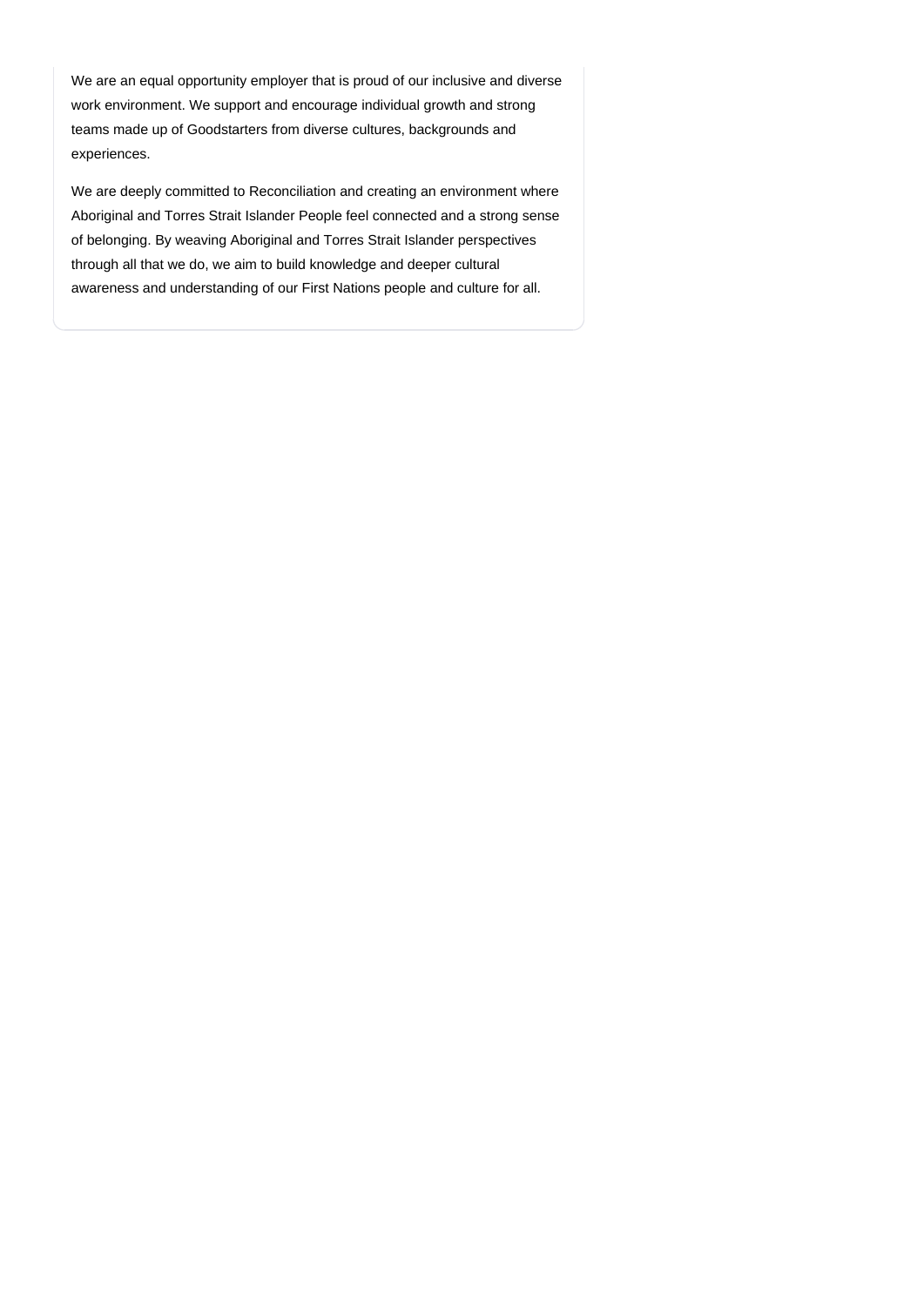We are an equal opportunity employer that is proud of our inclusive and diverse work environment. We support and encourage individual growth and strong teams made up of Goodstarters from diverse cultures, backgrounds and experiences.

We are deeply committed to Reconciliation and creating an environment where Aboriginal and Torres Strait Islander People feel connected and a strong sense of belonging. By weaving Aboriginal and Torres Strait Islander perspectives through all that we do, we aim to build knowledge and deeper cultural awareness and understanding of our First Nations people and culture for all.